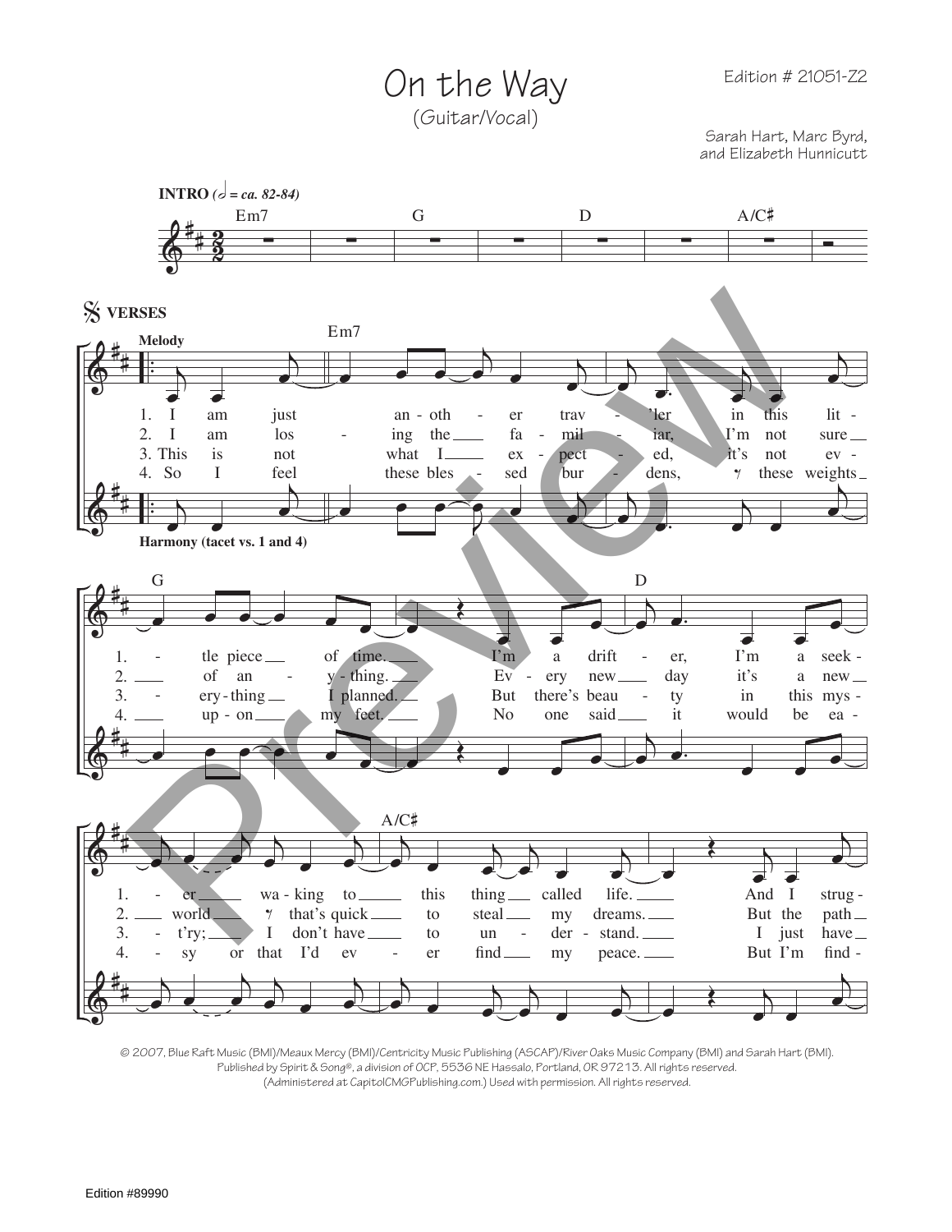# On the Way

(Guitar/Vocal)

Edition # 21051-Z2

Sarah Hart, Marc Byrd, and Elizabeth Hunnicutt

**INTRO** *(𝅗𝅥 = ca. 82-84)*

Em7 G D A/C♯

**VERSES**

**Melody**

**Harmony (tacet vs. 1 and 4)**

Em7 G D A/C♯

1. I am just an-oth-er trav-'ler in this lit-tle piece of time. I'm a drift-er, I'm a seek-er wa-king to this thing called life. And I strug-
2. I am los-ing the fa-mil-iar, I'm not sure of an-y-thing. Ev-ery new day it's a new world that's quick to steal my dreams. But the path
3. This is not what I ex-pect-ed, it's not ev-ery-thing I planned. But there's beau-ty in this mys-t'ry; I don't have to un-der-stand. I just have
4. So I feel these bles-sed bur-dens, these weights up-on my feet. No one said it would be ea-sy or that I'd ev-er find my peace. But I'm find-

© 2007, Blue Raft Music (BMI)/Meaux Mercy (BMI)/Centricity Music Publishing (ASCAP)/River Oaks Music Company (BMI) and Sarah Hart (BMI). Published by Spirit & Song®, a division of OCP, 5536 NE Hassalo, Portland, OR 97213. All rights reserved. (Administered at CapitolCMGPublishing.com.) Used with permission. All rights reserved.

Edition #89990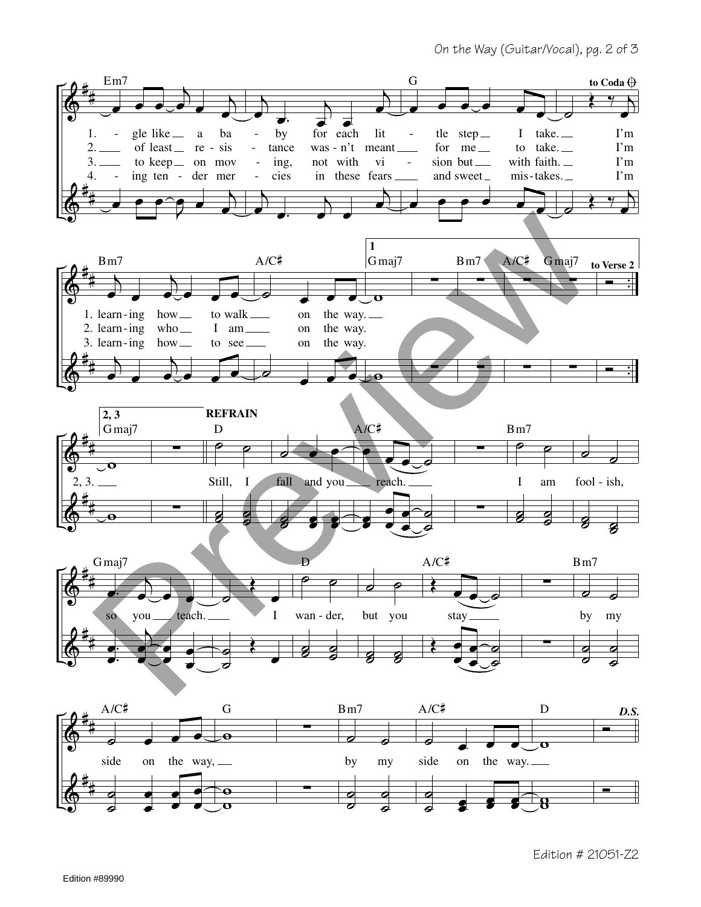Em7 — G — to Coda

1. - gle like a ba - by for each lit - tle step I take. I'm
2. of least re - sis - tance was - n't meant for me to take. I'm
3. to keep on mov - ing, not with vi - sion but with faith. I'm
4. - ing ten - der mer - cies in these fears and sweet mis - takes. I'm

Bm7 — A/C♯ — 1 Gmaj7 — Bm7 — A/C♯ — Gmaj7 — to Verse 2

1. learn - ing how to walk on the way.
2. learn - ing who I am on the way.
3. learn - ing how to see on the way.

2, 3 Gmaj7

2, 3.

**REFRAIN**

D — A/C♯ — Bm7

Still, I fall and you reach. I am fool - ish,

Gmaj7 — D — A/C♯ — Bm7

so you teach. I wan - der, but you stay by my

A/C♯ — G — Bm7 — A/C♯ — D — *D.S.*

side on the way, by my side on the way.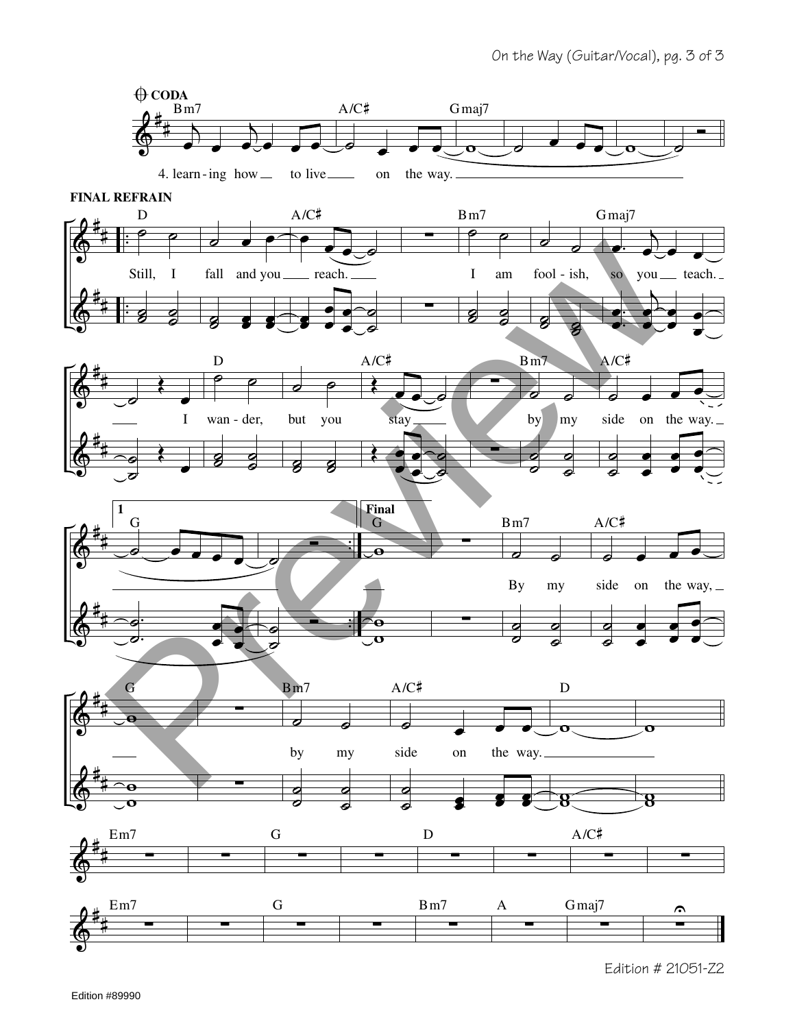CODA

Bm7 A/C♯ Gmaj7

4. learn - ing how to live on the way.

FINAL REFRAIN

D A/C♯ Bm7 Gmaj7

Still, I fall and you reach. I am fool - ish, so you teach.

D A/C♯ Bm7 A/C♯

I wan - der, but you stay by my side on the way.

1 G

Final G Bm7 A/C♯

By my side on the way,

G Bm7 A/C♯ D

by my side on the way.

Em7 G D A/C♯

Em7 G Bm7 A Gmaj7

Edition # 21051-Z2

Edition #89990